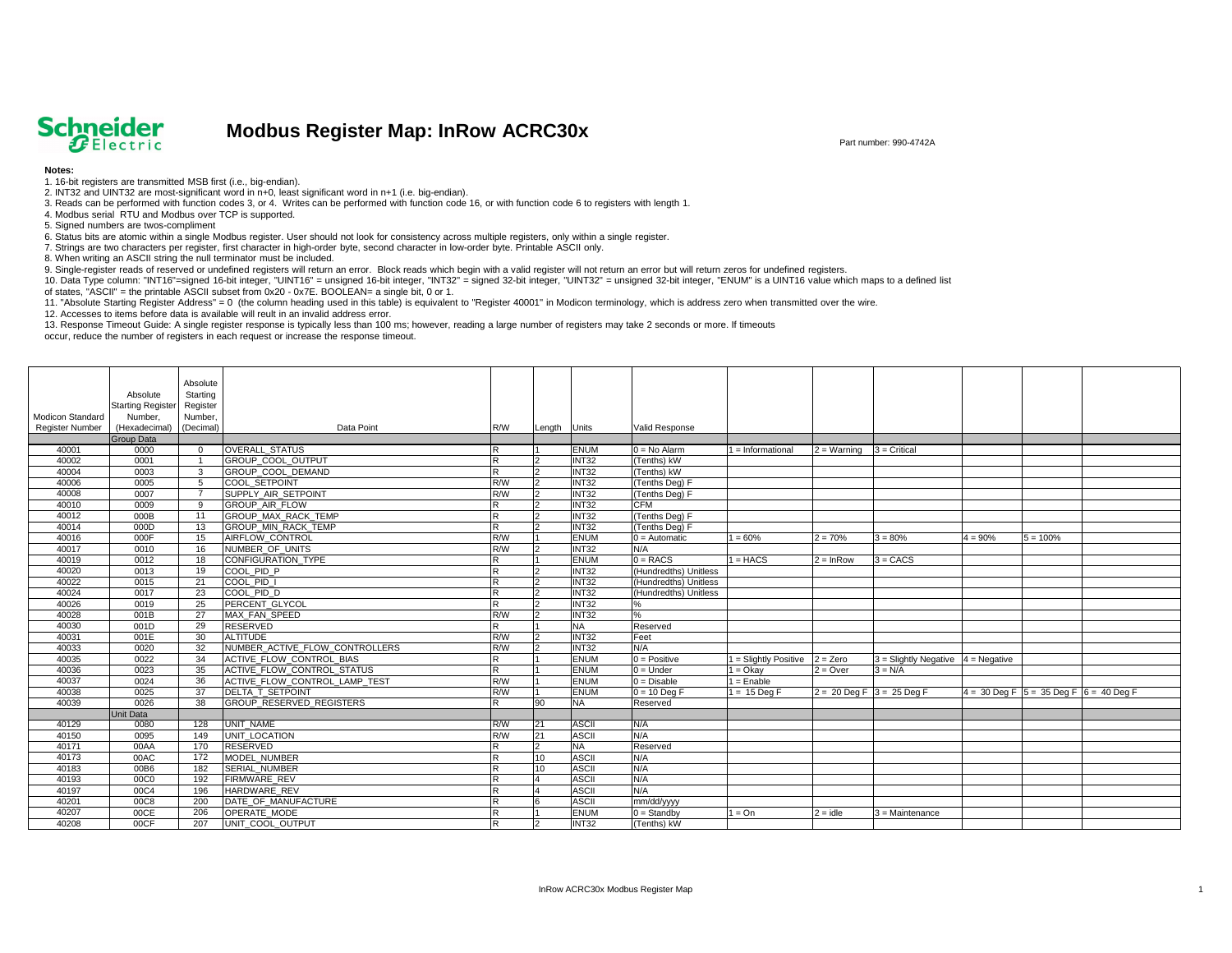# Modbus Register Map: InRow ACRC30x

Part number: 990-4742A

**Notes:**

1. 16-bit registers are transmitted MSB first (i.e., big-endian).
2. INT32 and UINT32 are most-significant word in n+0, least significant word in n+1 (i.e. big-endian).
3. Reads can be performed with function codes 3, or 4. Writes can be performed with function code 16, or with function code 6 to registers with length 1.
4. Modbus serial RTU and Modbus over TCP is supported.
5. Signed numbers are twos-compliment
6. Status bits are atomic within a single Modbus register. User should not look for consistency across multiple registers, only within a single register.
7. Strings are two characters per register, first character in high-order byte, second character in low-order byte. Printable ASCII only.
8. When writing an ASCII string the null terminator must be included.
9. Single-register reads of reserved or undefined registers will return an error. Block reads which begin with a valid register will not return an error but will return zeros for undefined registers.
10. Data Type column: "INT16"=signed 16-bit integer, "UINT16" = unsigned 16-bit integer, "INT32" = signed 32-bit integer, "UINT32" = unsigned 32-bit integer, "ENUM" is a UINT16 value which maps to a defined list of states, "ASCII" = the printable ASCII subset from 0x20 - 0x7E. BOOLEAN= a single bit, 0 or 1.
11. "Absolute Starting Register Address" = 0 (the column heading used in this table) is equivalent to "Register 40001" in Modicon terminology, which is address zero when transmitted over the wire.
12. Accesses to items before data is available will reult in an invalid address error.
13. Response Timeout Guide: A single register response is typically less than 100 ms; however, reading a large number of registers may take 2 seconds or more. If timeouts occur, reduce the number of registers in each request or increase the response timeout.

| Modicon Standard Register Number | Absolute Starting Register Number, (Hexadecimal) | Absolute Starting Register Number, (Decimal) | Data Point | R/W | Length | Units | Valid Response | | | | | | |
|---|---|---|---|---|---|---|---|---|---|---|---|---|---|
| | Group Data | | | | | | | | | | | | |
| 40001 | 0000 | 0 | OVERALL_STATUS | R | 1 | ENUM | 0 = No Alarm | 1 = Informational | 2 = Warning | 3 = Critical | | | |
| 40002 | 0001 | 1 | GROUP_COOL_OUTPUT | R | 2 | INT32 | (Tenths) kW | | | | | | |
| 40004 | 0003 | 3 | GROUP_COOL_DEMAND | R | 2 | INT32 | (Tenths) kW | | | | | | |
| 40006 | 0005 | 5 | COOL_SETPOINT | R/W | 2 | INT32 | (Tenths Deg) F | | | | | | |
| 40008 | 0007 | 7 | SUPPLY_AIR_SETPOINT | R/W | 2 | INT32 | (Tenths Deg) F | | | | | | |
| 40010 | 0009 | 9 | GROUP_AIR_FLOW | R | 2 | INT32 | CFM | | | | | | |
| 40012 | 000B | 11 | GROUP_MAX_RACK_TEMP | R | 2 | INT32 | (Tenths Deg) F | | | | | | |
| 40014 | 000D | 13 | GROUP_MIN_RACK_TEMP | R | 2 | INT32 | (Tenths Deg) F | | | | | | |
| 40016 | 000F | 15 | AIRFLOW_CONTROL | R/W | 1 | ENUM | 0 = Automatic | 1 = 60% | 2 = 70% | 3 = 80% | 4 = 90% | 5 = 100% | |
| 40017 | 0010 | 16 | NUMBER_OF_UNITS | R/W | 2 | INT32 | N/A | | | | | | |
| 40019 | 0012 | 18 | CONFIGURATION_TYPE | R | 1 | ENUM | 0 = RACS | 1 = HACS | 2 = InRow | 3 = CACS | | | |
| 40020 | 0013 | 19 | COOL_PID_P | R | 2 | INT32 | (Hundredths) Unitless | | | | | | |
| 40022 | 0015 | 21 | COOL_PID_I | R | 2 | INT32 | (Hundredths) Unitless | | | | | | |
| 40024 | 0017 | 23 | COOL_PID_D | R | 2 | INT32 | (Hundredths) Unitless | | | | | | |
| 40026 | 0019 | 25 | PERCENT_GLYCOL | R | 2 | INT32 | % | | | | | | |
| 40028 | 001B | 27 | MAX_FAN_SPEED | R/W | 2 | INT32 | % | | | | | | |
| 40030 | 001D | 29 | RESERVED | R | 1 | NA | Reserved | | | | | | |
| 40031 | 001E | 30 | ALTITUDE | R/W | 2 | INT32 | Feet | | | | | | |
| 40033 | 0020 | 32 | NUMBER_ACTIVE_FLOW_CONTROLLERS | R/W | 2 | INT32 | N/A | | | | | | |
| 40035 | 0022 | 34 | ACTIVE_FLOW_CONTROL_BIAS | R | 1 | ENUM | 0 = Positive | 1 = Slightly Positive | 2 = Zero | 3 = Slightly Negative | 4 = Negative | | |
| 40036 | 0023 | 35 | ACTIVE_FLOW_CONTROL_STATUS | R | 1 | ENUM | 0 = Under | 1 = Okay | 2 = Over | 3 = N/A | | | |
| 40037 | 0024 | 36 | ACTIVE_FLOW_CONTROL_LAMP_TEST | R/W | 1 | ENUM | 0 = Disable | 1 = Enable | | | | | |
| 40038 | 0025 | 37 | DELTA_T_SETPOINT | R/W | 1 | ENUM | 0 = 10 Deg F | 1 = 15 Deg F | 2 = 20 Deg F | 3 = 25 Deg F | 4 = 30 Deg F | 5 = 35 Deg F | 6 = 40 Deg F |
| 40039 | 0026 | 38 | GROUP_RESERVED_REGISTERS | R | 90 | NA | Reserved | | | | | | |
| | Unit Data | | | | | | | | | | | | |
| 40129 | 0080 | 128 | UNIT_NAME | R/W | 21 | ASCII | N/A | | | | | | |
| 40150 | 0095 | 149 | UNIT_LOCATION | R/W | 21 | ASCII | N/A | | | | | | |
| 40171 | 00AA | 170 | RESERVED | R | 2 | NA | Reserved | | | | | | |
| 40173 | 00AC | 172 | MODEL_NUMBER | R | 10 | ASCII | N/A | | | | | | |
| 40183 | 00B6 | 182 | SERIAL_NUMBER | R | 10 | ASCII | N/A | | | | | | |
| 40193 | 00C0 | 192 | FIRMWARE_REV | R | 4 | ASCII | N/A | | | | | | |
| 40197 | 00C4 | 196 | HARDWARE_REV | R | 4 | ASCII | N/A | | | | | | |
| 40201 | 00C8 | 200 | DATE_OF_MANUFACTURE | R | 6 | ASCII | mm/dd/yyyy | | | | | | |
| 40207 | 00CE | 206 | OPERATE_MODE | R | 1 | ENUM | 0 = Standby | 1 = On | 2 = idle | 3 = Maintenance | | | |
| 40208 | 00CF | 207 | UNIT_COOL_OUTPUT | R | 2 | INT32 | (Tenths) kW | | | | | | |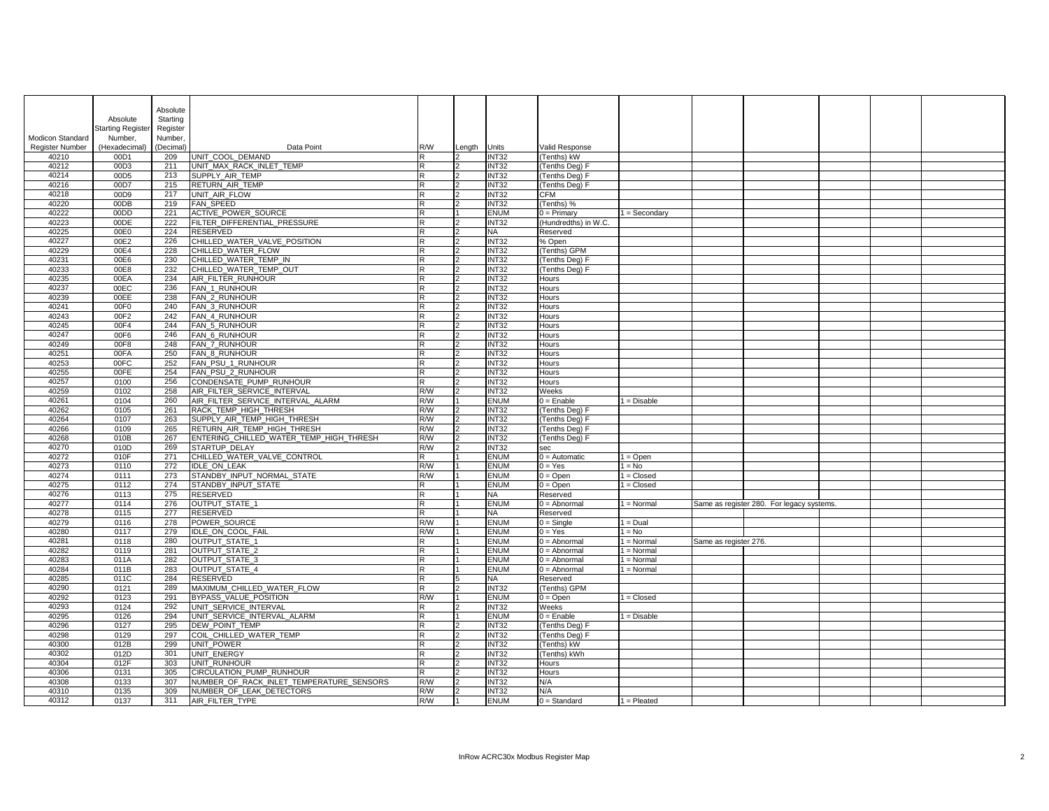| Modicon Standard Register Number | Absolute Starting Register Number, (Hexadecimal) | Absolute Starting Register Number, (Decimal) | Data Point | R/W | Length | Units | Valid Response | | | | | | |
|---|---|---|---|---|---|---|---|---|---|---|---|---|---|
| 40210 | 00D1 | 209 | UNIT_COOL_DEMAND | R | 2 | INT32 | (Tenths) kW | | | | | | |
| 40212 | 00D3 | 211 | UNIT_MAX_RACK_INLET_TEMP | R | 2 | INT32 | (Tenths Deg) F | | | | | | |
| 40214 | 00D5 | 213 | SUPPLY_AIR_TEMP | R | 2 | INT32 | (Tenths Deg) F | | | | | | |
| 40216 | 00D7 | 215 | RETURN_AIR_TEMP | R | 2 | INT32 | (Tenths Deg) F | | | | | | |
| 40218 | 00D9 | 217 | UNIT_AIR_FLOW | R | 2 | INT32 | CFM | | | | | | |
| 40220 | 00DB | 219 | FAN_SPEED | R | 2 | INT32 | (Tenths) % | | | | | | |
| 40222 | 00DD | 221 | ACTIVE_POWER_SOURCE | R | 1 | ENUM | 0 = Primary | 1 = Secondary | | | | | |
| 40223 | 00DE | 222 | FILTER_DIFFERENTIAL_PRESSURE | R | 2 | INT32 | (Hundredths) in W.C. | | | | | | |
| 40225 | 00E0 | 224 | RESERVED | R | 2 | NA | Reserved | | | | | | |
| 40227 | 00E2 | 226 | CHILLED_WATER_VALVE_POSITION | R | 2 | INT32 | % Open | | | | | | |
| 40229 | 00E4 | 228 | CHILLED_WATER_FLOW | R | 2 | INT32 | (Tenths) GPM | | | | | | |
| 40231 | 00E6 | 230 | CHILLED_WATER_TEMP_IN | R | 2 | INT32 | (Tenths Deg) F | | | | | | |
| 40233 | 00E8 | 232 | CHILLED_WATER_TEMP_OUT | R | 2 | INT32 | (Tenths Deg) F | | | | | | |
| 40235 | 00EA | 234 | AIR_FILTER_RUNHOUR | R | 2 | INT32 | Hours | | | | | | |
| 40237 | 00EC | 236 | FAN_1_RUNHOUR | R | 2 | INT32 | Hours | | | | | | |
| 40239 | 00EE | 238 | FAN_2_RUNHOUR | R | 2 | INT32 | Hours | | | | | | |
| 40241 | 00F0 | 240 | FAN_3_RUNHOUR | R | 2 | INT32 | Hours | | | | | | |
| 40243 | 00F2 | 242 | FAN_4_RUNHOUR | R | 2 | INT32 | Hours | | | | | | |
| 40245 | 00F4 | 244 | FAN_5_RUNHOUR | R | 2 | INT32 | Hours | | | | | | |
| 40247 | 00F6 | 246 | FAN_6_RUNHOUR | R | 2 | INT32 | Hours | | | | | | |
| 40249 | 00F8 | 248 | FAN_7_RUNHOUR | R | 2 | INT32 | Hours | | | | | | |
| 40251 | 00FA | 250 | FAN_8_RUNHOUR | R | 2 | INT32 | Hours | | | | | | |
| 40253 | 00FC | 252 | FAN_PSU_1_RUNHOUR | R | 2 | INT32 | Hours | | | | | | |
| 40255 | 00FE | 254 | FAN_PSU_2_RUNHOUR | R | 2 | INT32 | Hours | | | | | | |
| 40257 | 0100 | 256 | CONDENSATE_PUMP_RUNHOUR | R | 2 | INT32 | Hours | | | | | | |
| 40259 | 0102 | 258 | AIR_FILTER_SERVICE_INTERVAL | R/W | 2 | INT32 | Weeks | | | | | | |
| 40261 | 0104 | 260 | AIR_FILTER_SERVICE_INTERVAL_ALARM | R/W | 1 | ENUM | 0 = Enable | 1 = Disable | | | | | |
| 40262 | 0105 | 261 | RACK_TEMP_HIGH_THRESH | R/W | 2 | INT32 | (Tenths Deg) F | | | | | | |
| 40264 | 0107 | 263 | SUPPLY_AIR_TEMP_HIGH_THRESH | R/W | 2 | INT32 | (Tenths Deg) F | | | | | | |
| 40266 | 0109 | 265 | RETURN_AIR_TEMP_HIGH_THRESH | R/W | 2 | INT32 | (Tenths Deg) F | | | | | | |
| 40268 | 010B | 267 | ENTERING_CHILLED_WATER_TEMP_HIGH_THRESH | R/W | 2 | INT32 | (Tenths Deg) F | | | | | | |
| 40270 | 010D | 269 | STARTUP_DELAY | R/W | 2 | INT32 | sec | | | | | | |
| 40272 | 010F | 271 | CHILLED_WATER_VALVE_CONTROL | R | 1 | ENUM | 0 = Automatic | 1 = Open | | | | | |
| 40273 | 0110 | 272 | IDLE_ON_LEAK | R/W | 1 | ENUM | 0 = Yes | 1 = No | | | | | |
| 40274 | 0111 | 273 | STANDBY_INPUT_NORMAL_STATE | R/W | 1 | ENUM | 0 = Open | 1 = Closed | | | | | |
| 40275 | 0112 | 274 | STANDBY_INPUT_STATE | R | 1 | ENUM | 0 = Open | 1 = Closed | | | | | |
| 40276 | 0113 | 275 | RESERVED | R | 1 | NA | Reserved | | | | | | |
| 40277 | 0114 | 276 | OUTPUT_STATE_1 | R | 1 | ENUM | 0 = Abnormal | 1 = Normal | Same as register 280. For legacy systems. | | | | |
| 40278 | 0115 | 277 | RESERVED | R | 1 | NA | Reserved | | | | | | |
| 40279 | 0116 | 278 | POWER_SOURCE | R/W | 1 | ENUM | 0 = Single | 1 = Dual | | | | | |
| 40280 | 0117 | 279 | IDLE_ON_COOL_FAIL | R/W | 1 | ENUM | 0 = Yes | 1 = No | | | | | |
| 40281 | 0118 | 280 | OUTPUT_STATE_1 | R | 1 | ENUM | 0 = Abnormal | 1 = Normal | Same as register 276. | | | | |
| 40282 | 0119 | 281 | OUTPUT_STATE_2 | R | 1 | ENUM | 0 = Abnormal | 1 = Normal | | | | | |
| 40283 | 011A | 282 | OUTPUT_STATE_3 | R | 1 | ENUM | 0 = Abnormal | 1 = Normal | | | | | |
| 40284 | 011B | 283 | OUTPUT_STATE_4 | R | 1 | ENUM | 0 = Abnormal | 1 = Normal | | | | | |
| 40285 | 011C | 284 | RESERVED | R | 5 | NA | Reserved | | | | | | |
| 40290 | 0121 | 289 | MAXIMUM_CHILLED_WATER_FLOW | R | 2 | INT32 | (Tenths) GPM | | | | | | |
| 40292 | 0123 | 291 | BYPASS_VALUE_POSITION | R/W | 1 | ENUM | 0 = Open | 1 = Closed | | | | | |
| 40293 | 0124 | 292 | UNIT_SERVICE_INTERVAL | R | 2 | INT32 | Weeks | | | | | | |
| 40295 | 0126 | 294 | UNIT_SERVICE_INTERVAL_ALARM | R | 1 | ENUM | 0 = Enable | 1 = Disable | | | | | |
| 40296 | 0127 | 295 | DEW_POINT_TEMP | R | 2 | INT32 | (Tenths Deg) F | | | | | | |
| 40298 | 0129 | 297 | COIL_CHILLED_WATER_TEMP | R | 2 | INT32 | (Tenths Deg) F | | | | | | |
| 40300 | 012B | 299 | UNIT_POWER | R | 2 | INT32 | (Tenths) kW | | | | | | |
| 40302 | 012D | 301 | UNIT_ENERGY | R | 2 | INT32 | (Tenths) kWh | | | | | | |
| 40304 | 012F | 303 | UNIT_RUNHOUR | R | 2 | INT32 | Hours | | | | | | |
| 40306 | 0131 | 305 | CIRCULATION_PUMP_RUNHOUR | R | 2 | INT32 | Hours | | | | | | |
| 40308 | 0133 | 307 | NUMBER_OF_RACK_INLET_TEMPERATURE_SENSORS | R/W | 2 | INT32 | N/A | | | | | | |
| 40310 | 0135 | 309 | NUMBER_OF_LEAK_DETECTORS | R/W | 2 | INT32 | N/A | | | | | | |
| 40312 | 0137 | 311 | AIR_FILTER_TYPE | R/W | 1 | ENUM | 0 = Standard | 1 = Pleated | | | | | |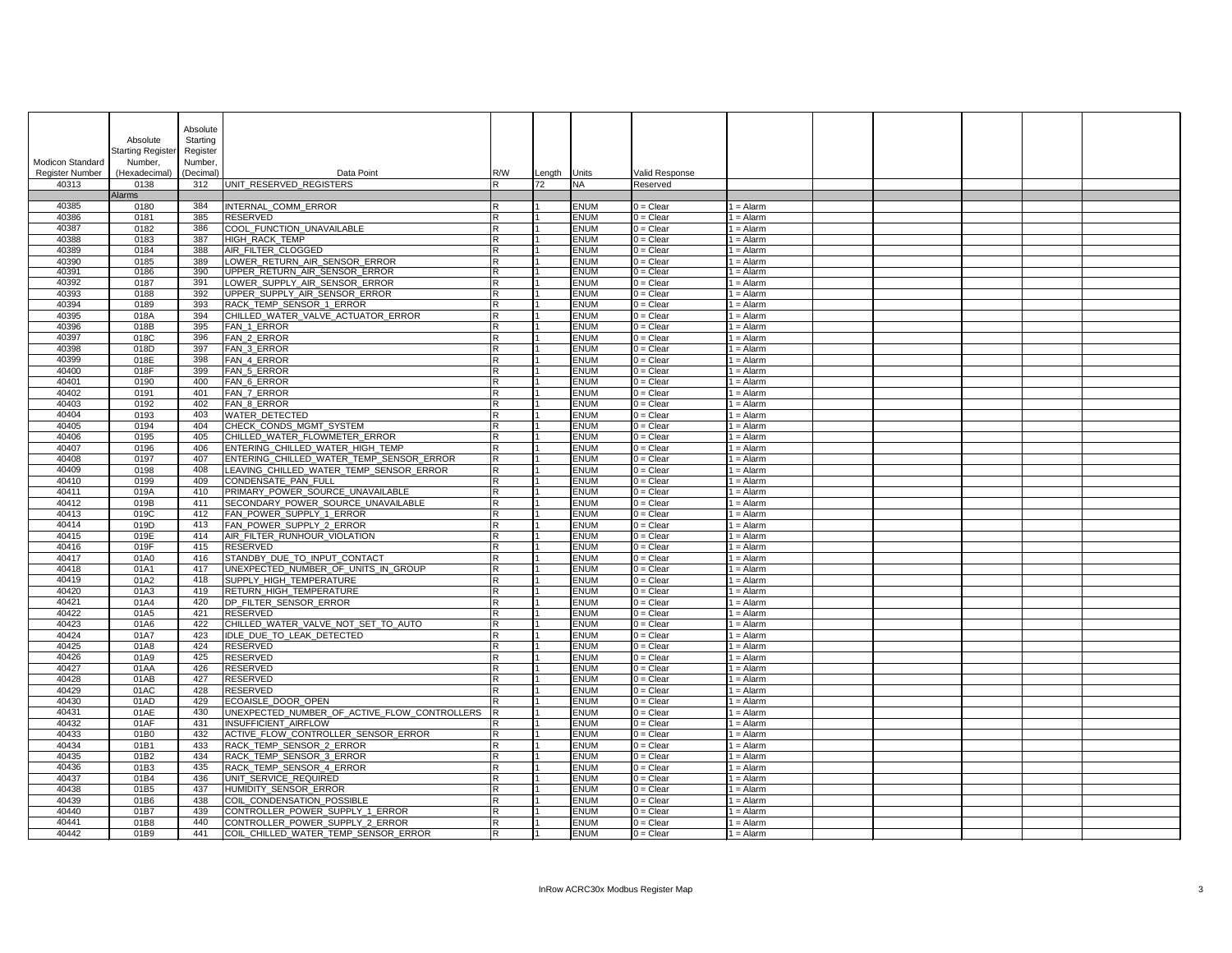| Modicon Standard Register Number | Absolute Starting Register Number, (Hexadecimal) | Absolute Starting Register Number, (Decimal) | Data Point | R/W | Length | Units | Valid Response | | | | | | |
|---|---|---|---|---|---|---|---|---|---|---|---|---|---|
| 40313 | 0138 | 312 | UNIT_RESERVED_REGISTERS | R | 72 | NA | Reserved | | | | | | |
| | Alarms | | | | | | | | | | | | |
| 40385 | 0180 | 384 | INTERNAL_COMM_ERROR | R | 1 | ENUM | 0 = Clear | 1 = Alarm | | | | | |
| 40386 | 0181 | 385 | RESERVED | R | 1 | ENUM | 0 = Clear | 1 = Alarm | | | | | |
| 40387 | 0182 | 386 | COOL_FUNCTION_UNAVAILABLE | R | 1 | ENUM | 0 = Clear | 1 = Alarm | | | | | |
| 40388 | 0183 | 387 | HIGH_RACK_TEMP | R | 1 | ENUM | 0 = Clear | 1 = Alarm | | | | | |
| 40389 | 0184 | 388 | AIR_FILTER_CLOGGED | R | 1 | ENUM | 0 = Clear | 1 = Alarm | | | | | |
| 40390 | 0185 | 389 | LOWER_RETURN_AIR_SENSOR_ERROR | R | 1 | ENUM | 0 = Clear | 1 = Alarm | | | | | |
| 40391 | 0186 | 390 | UPPER_RETURN_AIR_SENSOR_ERROR | R | 1 | ENUM | 0 = Clear | 1 = Alarm | | | | | |
| 40392 | 0187 | 391 | LOWER_SUPPLY_AIR_SENSOR_ERROR | R | 1 | ENUM | 0 = Clear | 1 = Alarm | | | | | |
| 40393 | 0188 | 392 | UPPER_SUPPLY_AIR_SENSOR_ERROR | R | 1 | ENUM | 0 = Clear | 1 = Alarm | | | | | |
| 40394 | 0189 | 393 | RACK_TEMP_SENSOR_1_ERROR | R | 1 | ENUM | 0 = Clear | 1 = Alarm | | | | | |
| 40395 | 018A | 394 | CHILLED_WATER_VALVE_ACTUATOR_ERROR | R | 1 | ENUM | 0 = Clear | 1 = Alarm | | | | | |
| 40396 | 018B | 395 | FAN_1_ERROR | R | 1 | ENUM | 0 = Clear | 1 = Alarm | | | | | |
| 40397 | 018C | 396 | FAN_2_ERROR | R | 1 | ENUM | 0 = Clear | 1 = Alarm | | | | | |
| 40398 | 018D | 397 | FAN_3_ERROR | R | 1 | ENUM | 0 = Clear | 1 = Alarm | | | | | |
| 40399 | 018E | 398 | FAN_4_ERROR | R | 1 | ENUM | 0 = Clear | 1 = Alarm | | | | | |
| 40400 | 018F | 399 | FAN_5_ERROR | R | 1 | ENUM | 0 = Clear | 1 = Alarm | | | | | |
| 40401 | 0190 | 400 | FAN_6_ERROR | R | 1 | ENUM | 0 = Clear | 1 = Alarm | | | | | |
| 40402 | 0191 | 401 | FAN_7_ERROR | R | 1 | ENUM | 0 = Clear | 1 = Alarm | | | | | |
| 40403 | 0192 | 402 | FAN_8_ERROR | R | 1 | ENUM | 0 = Clear | 1 = Alarm | | | | | |
| 40404 | 0193 | 403 | WATER_DETECTED | R | 1 | ENUM | 0 = Clear | 1 = Alarm | | | | | |
| 40405 | 0194 | 404 | CHECK_CONDS_MGMT_SYSTEM | R | 1 | ENUM | 0 = Clear | 1 = Alarm | | | | | |
| 40406 | 0195 | 405 | CHILLED_WATER_FLOWMETER_ERROR | R | 1 | ENUM | 0 = Clear | 1 = Alarm | | | | | |
| 40407 | 0196 | 406 | ENTERING_CHILLED_WATER_HIGH_TEMP | R | 1 | ENUM | 0 = Clear | 1 = Alarm | | | | | |
| 40408 | 0197 | 407 | ENTERING_CHILLED_WATER_TEMP_SENSOR_ERROR | R | 1 | ENUM | 0 = Clear | 1 = Alarm | | | | | |
| 40409 | 0198 | 408 | LEAVING_CHILLED_WATER_TEMP_SENSOR_ERROR | R | 1 | ENUM | 0 = Clear | 1 = Alarm | | | | | |
| 40410 | 0199 | 409 | CONDENSATE_PAN_FULL | R | 1 | ENUM | 0 = Clear | 1 = Alarm | | | | | |
| 40411 | 019A | 410 | PRIMARY_POWER_SOURCE_UNAVAILABLE | R | 1 | ENUM | 0 = Clear | 1 = Alarm | | | | | |
| 40412 | 019B | 411 | SECONDARY_POWER_SOURCE_UNAVAILABLE | R | 1 | ENUM | 0 = Clear | 1 = Alarm | | | | | |
| 40413 | 019C | 412 | FAN_POWER_SUPPLY_1_ERROR | R | 1 | ENUM | 0 = Clear | 1 = Alarm | | | | | |
| 40414 | 019D | 413 | FAN_POWER_SUPPLY_2_ERROR | R | 1 | ENUM | 0 = Clear | 1 = Alarm | | | | | |
| 40415 | 019E | 414 | AIR_FILTER_RUNHOUR_VIOLATION | R | 1 | ENUM | 0 = Clear | 1 = Alarm | | | | | |
| 40416 | 019F | 415 | RESERVED | R | 1 | ENUM | 0 = Clear | 1 = Alarm | | | | | |
| 40417 | 01A0 | 416 | STANDBY_DUE_TO_INPUT_CONTACT | R | 1 | ENUM | 0 = Clear | 1 = Alarm | | | | | |
| 40418 | 01A1 | 417 | UNEXPECTED_NUMBER_OF_UNITS_IN_GROUP | R | 1 | ENUM | 0 = Clear | 1 = Alarm | | | | | |
| 40419 | 01A2 | 418 | SUPPLY_HIGH_TEMPERATURE | R | 1 | ENUM | 0 = Clear | 1 = Alarm | | | | | |
| 40420 | 01A3 | 419 | RETURN_HIGH_TEMPERATURE | R | 1 | ENUM | 0 = Clear | 1 = Alarm | | | | | |
| 40421 | 01A4 | 420 | DP_FILTER_SENSOR_ERROR | R | 1 | ENUM | 0 = Clear | 1 = Alarm | | | | | |
| 40422 | 01A5 | 421 | RESERVED | R | 1 | ENUM | 0 = Clear | 1 = Alarm | | | | | |
| 40423 | 01A6 | 422 | CHILLED_WATER_VALVE_NOT_SET_TO_AUTO | R | 1 | ENUM | 0 = Clear | 1 = Alarm | | | | | |
| 40424 | 01A7 | 423 | IDLE_DUE_TO_LEAK_DETECTED | R | 1 | ENUM | 0 = Clear | 1 = Alarm | | | | | |
| 40425 | 01A8 | 424 | RESERVED | R | 1 | ENUM | 0 = Clear | 1 = Alarm | | | | | |
| 40426 | 01A9 | 425 | RESERVED | R | 1 | ENUM | 0 = Clear | 1 = Alarm | | | | | |
| 40427 | 01AA | 426 | RESERVED | R | 1 | ENUM | 0 = Clear | 1 = Alarm | | | | | |
| 40428 | 01AB | 427 | RESERVED | R | 1 | ENUM | 0 = Clear | 1 = Alarm | | | | | |
| 40429 | 01AC | 428 | RESERVED | R | 1 | ENUM | 0 = Clear | 1 = Alarm | | | | | |
| 40430 | 01AD | 429 | ECOAISLE_DOOR_OPEN | R | 1 | ENUM | 0 = Clear | 1 = Alarm | | | | | |
| 40431 | 01AE | 430 | UNEXPECTED_NUMBER_OF_ACTIVE_FLOW_CONTROLLERS | R | 1 | ENUM | 0 = Clear | 1 = Alarm | | | | | |
| 40432 | 01AF | 431 | INSUFFICIENT_AIRFLOW | R | 1 | ENUM | 0 = Clear | 1 = Alarm | | | | | |
| 40433 | 01B0 | 432 | ACTIVE_FLOW_CONTROLLER_SENSOR_ERROR | R | 1 | ENUM | 0 = Clear | 1 = Alarm | | | | | |
| 40434 | 01B1 | 433 | RACK_TEMP_SENSOR_2_ERROR | R | 1 | ENUM | 0 = Clear | 1 = Alarm | | | | | |
| 40435 | 01B2 | 434 | RACK_TEMP_SENSOR_3_ERROR | R | 1 | ENUM | 0 = Clear | 1 = Alarm | | | | | |
| 40436 | 01B3 | 435 | RACK_TEMP_SENSOR_4_ERROR | R | 1 | ENUM | 0 = Clear | 1 = Alarm | | | | | |
| 40437 | 01B4 | 436 | UNIT_SERVICE_REQUIRED | R | 1 | ENUM | 0 = Clear | 1 = Alarm | | | | | |
| 40438 | 01B5 | 437 | HUMIDITY_SENSOR_ERROR | R | 1 | ENUM | 0 = Clear | 1 = Alarm | | | | | |
| 40439 | 01B6 | 438 | COIL_CONDENSATION_POSSIBLE | R | 1 | ENUM | 0 = Clear | 1 = Alarm | | | | | |
| 40440 | 01B7 | 439 | CONTROLLER_POWER_SUPPLY_1_ERROR | R | 1 | ENUM | 0 = Clear | 1 = Alarm | | | | | |
| 40441 | 01B8 | 440 | CONTROLLER_POWER_SUPPLY_2_ERROR | R | 1 | ENUM | 0 = Clear | 1 = Alarm | | | | | |
| 40442 | 01B9 | 441 | COIL_CHILLED_WATER_TEMP_SENSOR_ERROR | R | 1 | ENUM | 0 = Clear | 1 = Alarm | | | | | |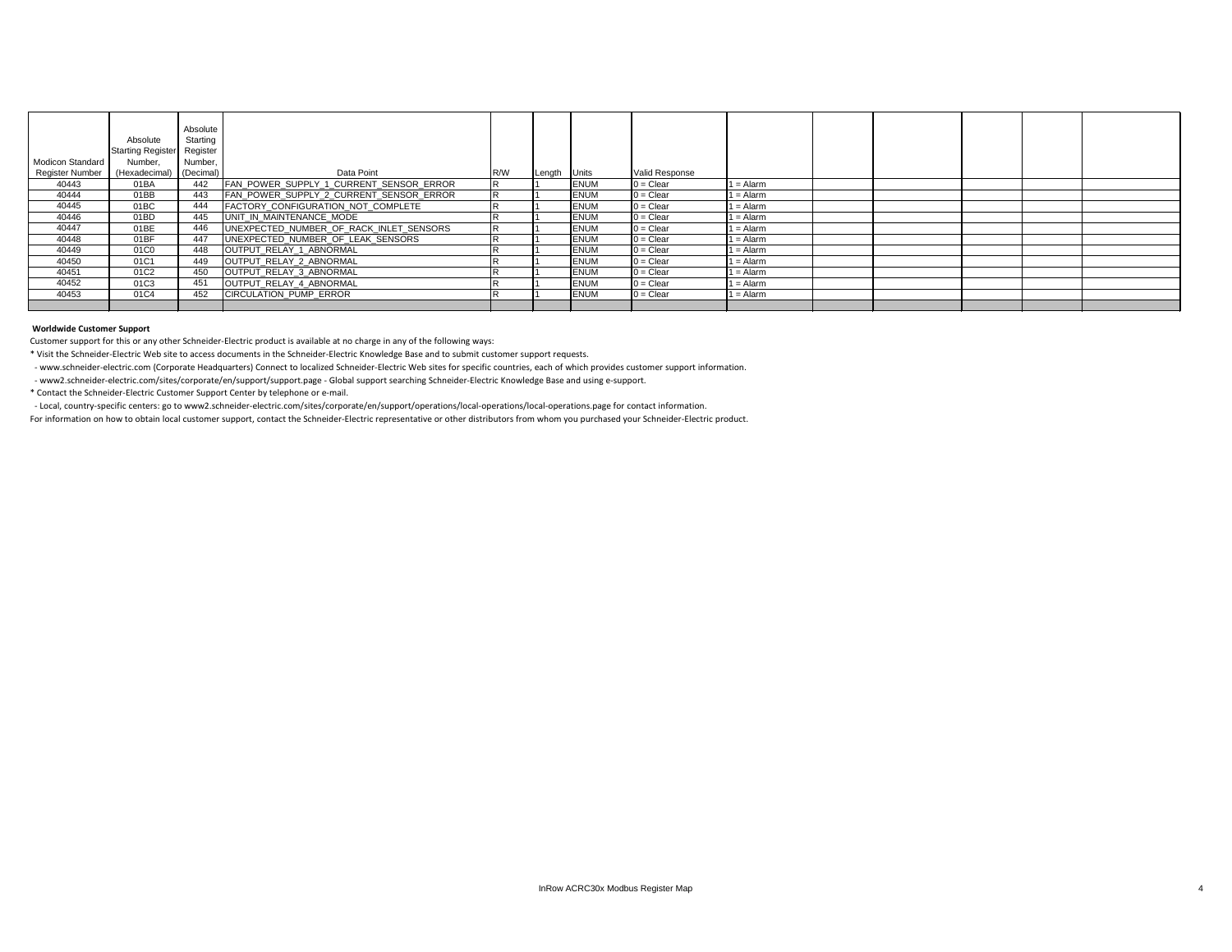| Modicon Standard Register Number | Absolute Starting Register Number, (Hexadecimal) | Absolute Starting Register Number, (Decimal) | Data Point | R/W | Length | Units | Valid Response | | | | | | |
|---|---|---|---|---|---|---|---|---|---|---|---|---|---|
| 40443 | 01BA | 442 | FAN_POWER_SUPPLY_1_CURRENT_SENSOR_ERROR | R | 1 | ENUM | 0 = Clear | 1 = Alarm | | | | | |
| 40444 | 01BB | 443 | FAN_POWER_SUPPLY_2_CURRENT_SENSOR_ERROR | R | 1 | ENUM | 0 = Clear | 1 = Alarm | | | | | |
| 40445 | 01BC | 444 | FACTORY_CONFIGURATION_NOT_COMPLETE | R | 1 | ENUM | 0 = Clear | 1 = Alarm | | | | | |
| 40446 | 01BD | 445 | UNIT_IN_MAINTENANCE_MODE | R | 1 | ENUM | 0 = Clear | 1 = Alarm | | | | | |
| 40447 | 01BE | 446 | UNEXPECTED_NUMBER_OF_RACK_INLET_SENSORS | R | 1 | ENUM | 0 = Clear | 1 = Alarm | | | | | |
| 40448 | 01BF | 447 | UNEXPECTED_NUMBER_OF_LEAK_SENSORS | R | 1 | ENUM | 0 = Clear | 1 = Alarm | | | | | |
| 40449 | 01C0 | 448 | OUTPUT_RELAY_1_ABNORMAL | R | 1 | ENUM | 0 = Clear | 1 = Alarm | | | | | |
| 40450 | 01C1 | 449 | OUTPUT_RELAY_2_ABNORMAL | R | 1 | ENUM | 0 = Clear | 1 = Alarm | | | | | |
| 40451 | 01C2 | 450 | OUTPUT_RELAY_3_ABNORMAL | R | 1 | ENUM | 0 = Clear | 1 = Alarm | | | | | |
| 40452 | 01C3 | 451 | OUTPUT_RELAY_4_ABNORMAL | R | 1 | ENUM | 0 = Clear | 1 = Alarm | | | | | |
| 40453 | 01C4 | 452 | CIRCULATION_PUMP_ERROR | R | 1 | ENUM | 0 = Clear | 1 = Alarm | | | | | |

**Worldwide Customer Support**

Customer support for this or any other Schneider-Electric product is available at no charge in any of the following ways:

* Visit the Schneider-Electric Web site to access documents in the Schneider-Electric Knowledge Base and to submit customer support requests.

- www.schneider-electric.com (Corporate Headquarters) Connect to localized Schneider-Electric Web sites for specific countries, each of which provides customer support information.
- www2.schneider-electric.com/sites/corporate/en/support/support.page - Global support searching Schneider-Electric Knowledge Base and using e-support.

* Contact the Schneider-Electric Customer Support Center by telephone or e-mail.

- Local, country-specific centers: go to www2.schneider-electric.com/sites/corporate/en/support/operations/local-operations/local-operations.page for contact information.

For information on how to obtain local customer support, contact the Schneider-Electric representative or other distributors from whom you purchased your Schneider-Electric product.